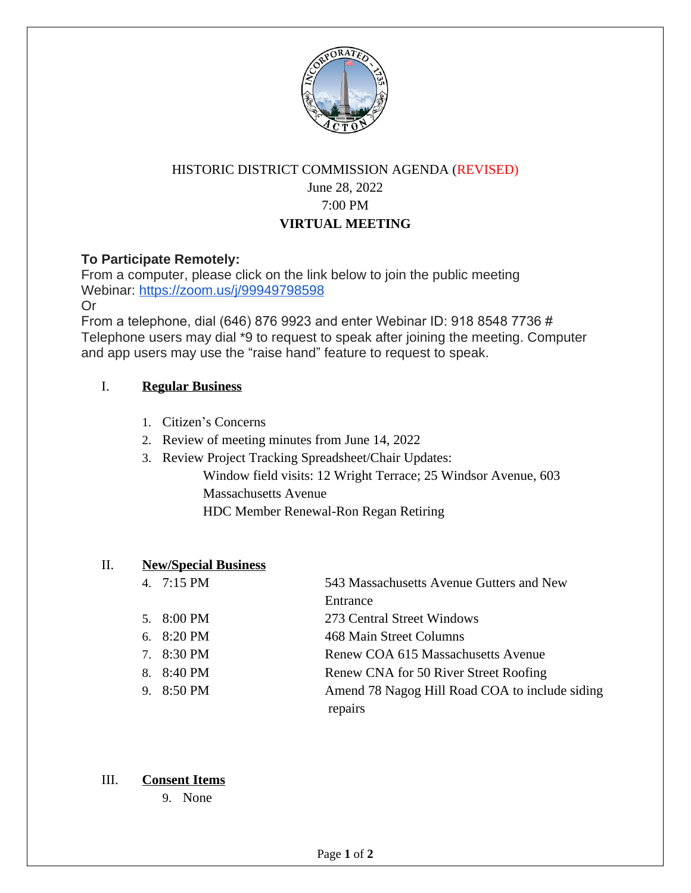# HISTORIC DISTRICT COMMISSION AGENDA (REVISED)

June 28, 2022

7:00 PM

**VIRTUAL MEETING**

**To Participate Remotely:**

From a computer, please click on the link below to join the public meeting

Webinar: https://zoom.us/j/99949798598

Or

From a telephone, dial (646) 876 9923 and enter Webinar ID: 918 8548 7736 #

Telephone users may dial *9 to request to speak after joining the meeting. Computer and app users may use the "raise hand" feature to request to speak.

## I. Regular Business

1. Citizen's Concerns
2. Review of meeting minutes from June 14, 2022
3. Review Project Tracking Spreadsheet/Chair Updates:

   Window field visits: 12 Wright Terrace; 25 Windsor Avenue, 603 Massachusetts Avenue

   HDC Member Renewal-Ron Regan Retiring

## II. New/Special Business

4. 7:15 PM — 543 Massachusetts Avenue Gutters and New Entrance
5. 8:00 PM — 273 Central Street Windows
6. 8:20 PM — 468 Main Street Columns
7. 8:30 PM — Renew COA 615 Massachusetts Avenue
8. 8:40 PM — Renew CNA for 50 River Street Roofing
9. 8:50 PM — Amend 78 Nagog Hill Road COA to include siding repairs

## III. Consent Items

9. None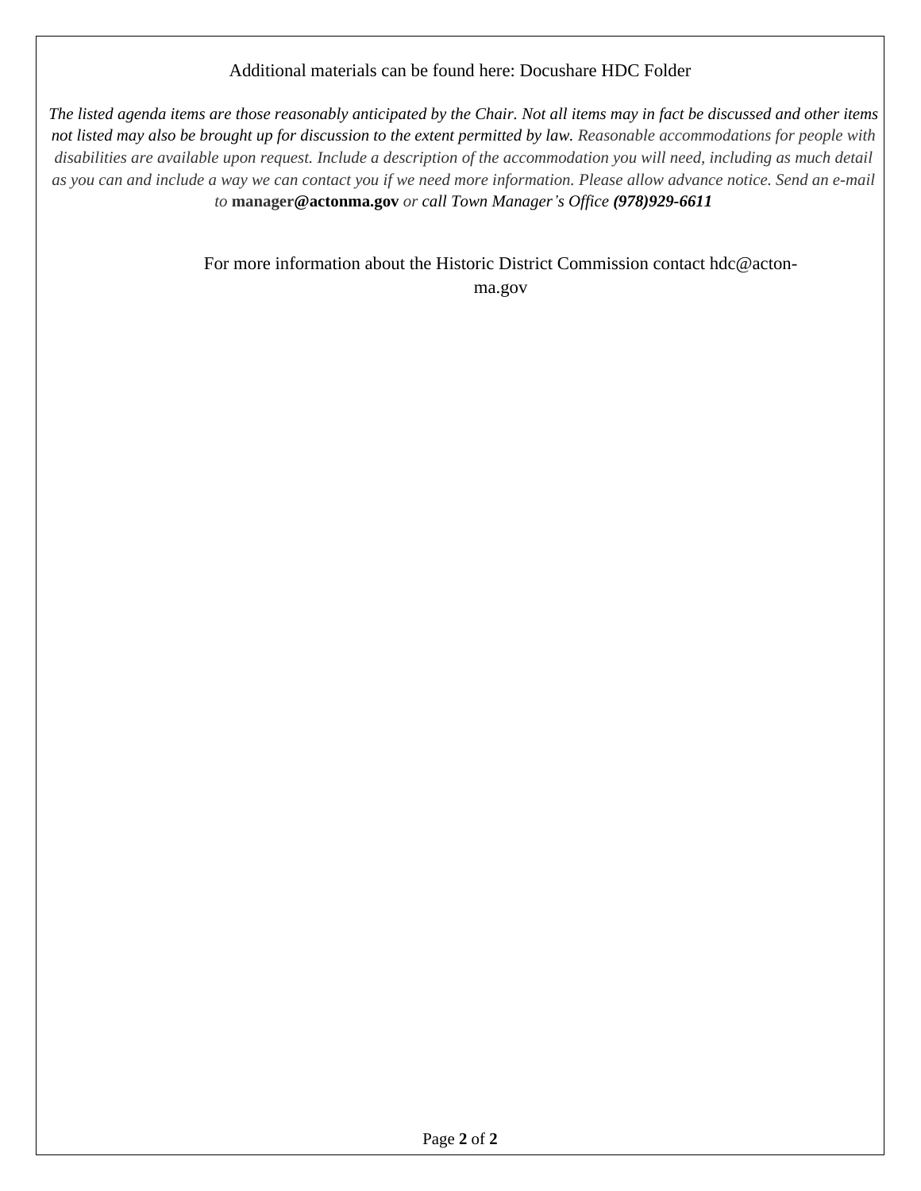Additional materials can be found here: Docushare HDC Folder

*The listed agenda items are those reasonably anticipated by the Chair. Not all items may in fact be discussed and other items not listed may also be brought up for discussion to the extent permitted by law. Reasonable accommodations for people with disabilities are available upon request. Include a description of the accommodation you will need, including as much detail as you can and include a way we can contact you if we need more information. Please allow advance notice. Send an e-mail to* **manager@actonma.gov** *or call Town Manager's Office* ***(978)929-6611***

For more information about the Historic District Commission contact hdc@acton-ma.gov